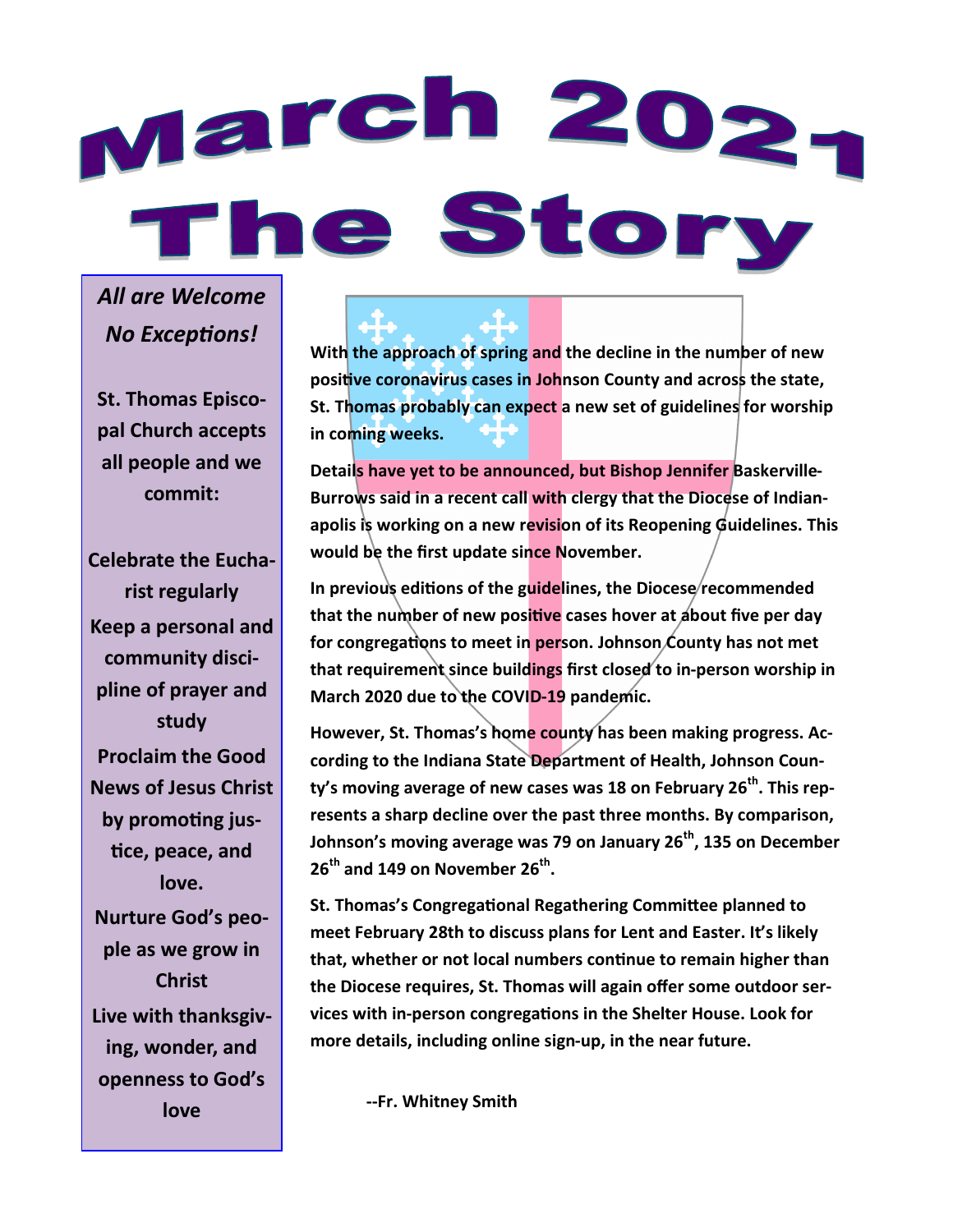# March 2021 The Story

*All are Welcome No Exceptions!*

**St. Thomas Episcopal Church accepts all people and we commit:**

**Celebrate the Eucharist regularly**
**Keep a personal and community discipline of prayer and study**
**Proclaim the Good News of Jesus Christ by promoting justice, peace, and love.**
**Nurture God's people as we grow in Christ**
**Live with thanksgiving, wonder, and openness to God's love**

**With the approach of spring and the decline in the number of new positive coronavirus cases in Johnson County and across the state, St. Thomas probably can expect a new set of guidelines for worship in coming weeks.**

**Details have yet to be announced, but Bishop Jennifer Baskerville-Burrows said in a recent call with clergy that the Diocese of Indianapolis is working on a new revision of its Reopening Guidelines. This would be the first update since November.**

**In previous editions of the guidelines, the Diocese recommended that the number of new positive cases hover at about five per day for congregations to meet in person. Johnson County has not met that requirement since buildings first closed to in-person worship in March 2020 due to the COVID-19 pandemic.**

**However, St. Thomas's home county has been making progress. According to the Indiana State Department of Health, Johnson County's moving average of new cases was 18 on February 26th. This represents a sharp decline over the past three months. By comparison, Johnson's moving average was 79 on January 26th, 135 on December 26th and 149 on November 26th.**

**St. Thomas's Congregational Regathering Committee planned to meet February 28th to discuss plans for Lent and Easter. It's likely that, whether or not local numbers continue to remain higher than the Diocese requires, St. Thomas will again offer some outdoor services with in-person congregations in the Shelter House. Look for more details, including online sign-up, in the near future.**

**--Fr. Whitney Smith**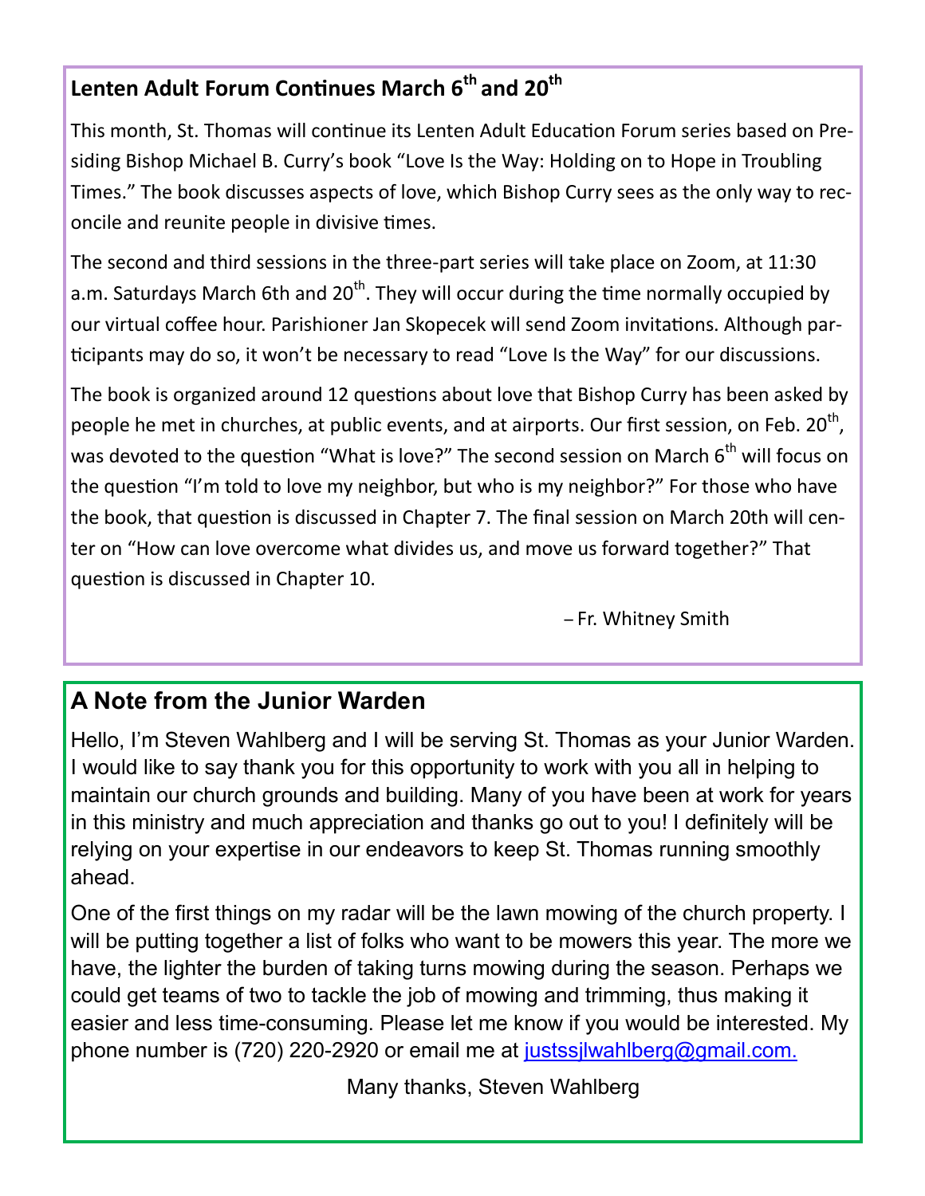## Lenten Adult Forum Continues March 6th and 20th

This month, St. Thomas will continue its Lenten Adult Education Forum series based on Presiding Bishop Michael B. Curry's book "Love Is the Way: Holding on to Hope in Troubling Times." The book discusses aspects of love, which Bishop Curry sees as the only way to reconcile and reunite people in divisive times.

The second and third sessions in the three-part series will take place on Zoom, at 11:30 a.m. Saturdays March 6th and 20th. They will occur during the time normally occupied by our virtual coffee hour. Parishioner Jan Skopecek will send Zoom invitations. Although participants may do so, it won't be necessary to read "Love Is the Way" for our discussions.

The book is organized around 12 questions about love that Bishop Curry has been asked by people he met in churches, at public events, and at airports. Our first session, on Feb. 20th, was devoted to the question "What is love?" The second session on March 6th will focus on the question "I'm told to love my neighbor, but who is my neighbor?" For those who have the book, that question is discussed in Chapter 7. The final session on March 20th will center on "How can love overcome what divides us, and move us forward together?" That question is discussed in Chapter 10.

– Fr. Whitney Smith

## A Note from the Junior Warden

Hello, I'm Steven Wahlberg and I will be serving St. Thomas as your Junior Warden. I would like to say thank you for this opportunity to work with you all in helping to maintain our church grounds and building. Many of you have been at work for years in this ministry and much appreciation and thanks go out to you! I definitely will be relying on your expertise in our endeavors to keep St. Thomas running smoothly ahead.

One of the first things on my radar will be the lawn mowing of the church property. I will be putting together a list of folks who want to be mowers this year. The more we have, the lighter the burden of taking turns mowing during the season. Perhaps we could get teams of two to tackle the job of mowing and trimming, thus making it easier and less time-consuming. Please let me know if you would be interested. My phone number is (720) 220-2920 or email me at justssjlwahlberg@gmail.com.

Many thanks, Steven Wahlberg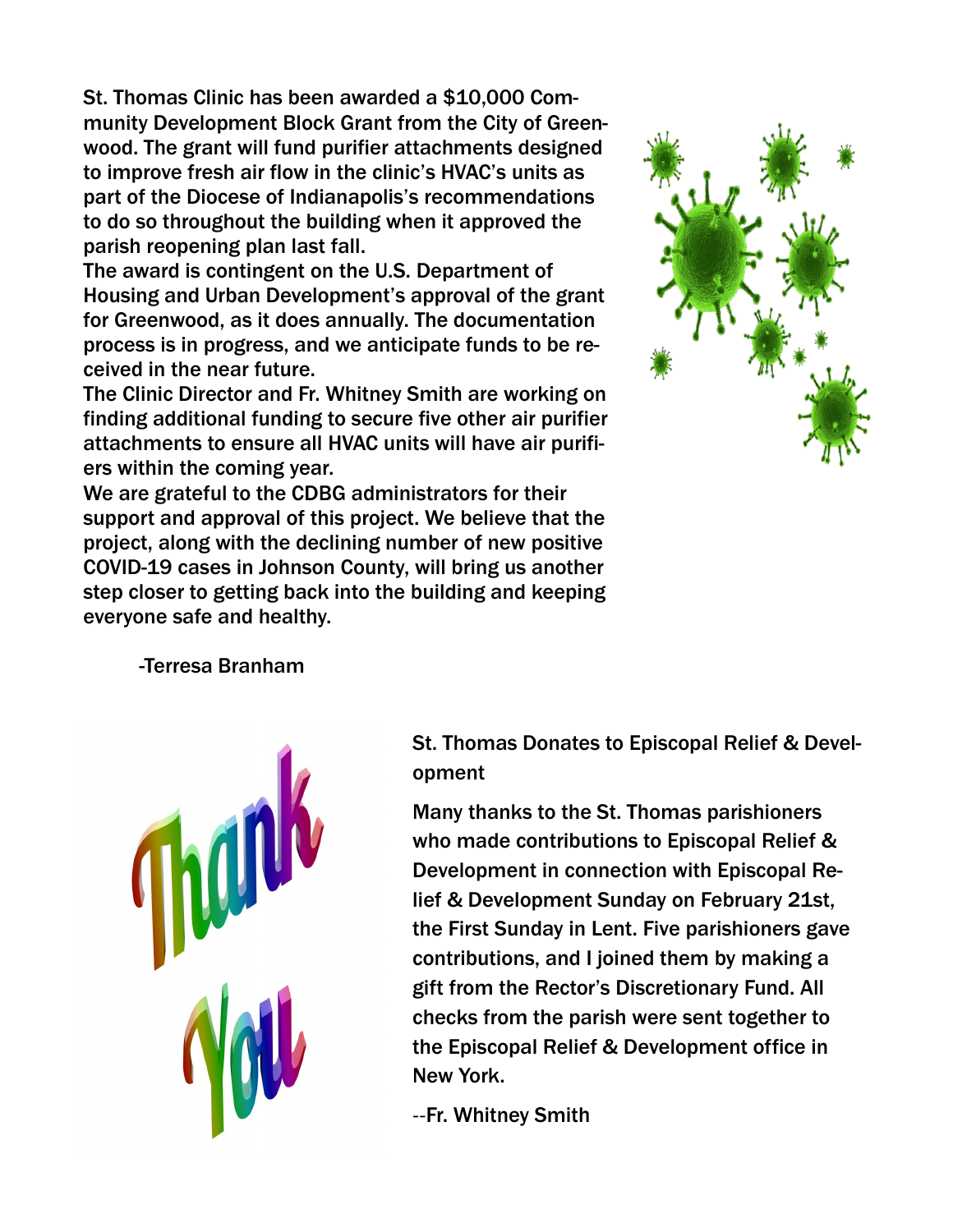St. Thomas Clinic has been awarded a $10,000 Community Development Block Grant from the City of Greenwood. The grant will fund purifier attachments designed to improve fresh air flow in the clinic's HVAC's units as part of the Diocese of Indianapolis's recommendations to do so throughout the building when it approved the parish reopening plan last fall.

The award is contingent on the U.S. Department of Housing and Urban Development's approval of the grant for Greenwood, as it does annually. The documentation process is in progress, and we anticipate funds to be received in the near future.

The Clinic Director and Fr. Whitney Smith are working on finding additional funding to secure five other air purifier attachments to ensure all HVAC units will have air purifiers within the coming year.

We are grateful to the CDBG administrators for their support and approval of this project. We believe that the project, along with the declining number of new positive COVID-19 cases in Johnson County, will bring us another step closer to getting back into the building and keeping everyone safe and healthy.

-Terresa Branham

St. Thomas Donates to Episcopal Relief & Development

Many thanks to the St. Thomas parishioners who made contributions to Episcopal Relief & Development in connection with Episcopal Relief & Development Sunday on February 21st, the First Sunday in Lent. Five parishioners gave contributions, and I joined them by making a gift from the Rector's Discretionary Fund. All checks from the parish were sent together to the Episcopal Relief & Development office in New York.

--Fr. Whitney Smith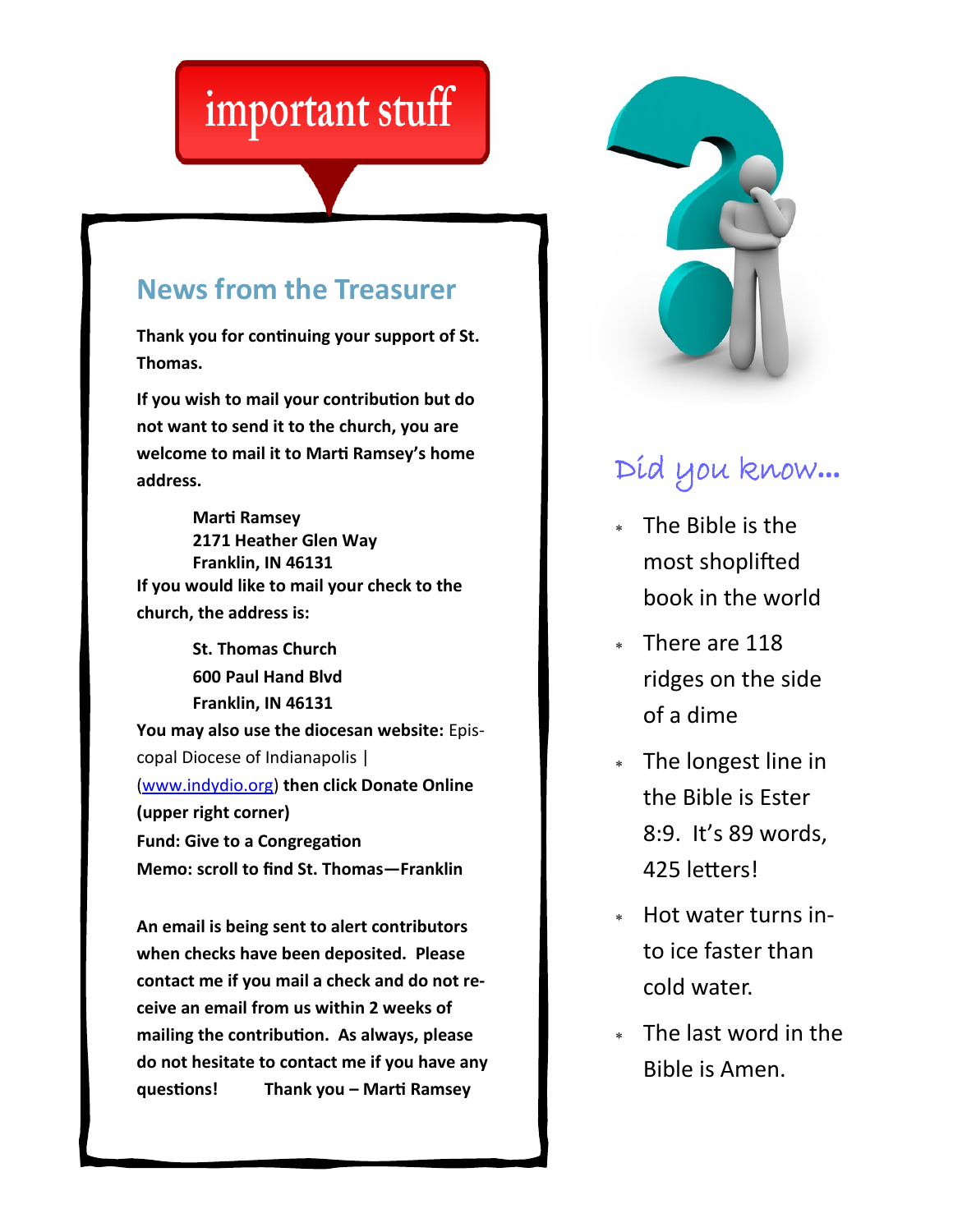# important stuff

## News from the Treasurer

**Thank you for continuing your support of St. Thomas.**

**If you wish to mail your contribution but do not want to send it to the church, you are welcome to mail it to Marti Ramsey's home address.**

**Marti Ramsey**
**2171 Heather Glen Way**
**Franklin, IN 46131**

**If you would like to mail your check to the church, the address is:**

**St. Thomas Church**
**600 Paul Hand Blvd**
**Franklin, IN 46131**

**You may also use the diocesan website:** Episcopal Diocese of Indianapolis | ([www.indydio.org](http://www.indydio.org)) **then click Donate Online (upper right corner)**
**Fund: Give to a Congregation**
**Memo: scroll to find St. Thomas—Franklin**

**An email is being sent to alert contributors when checks have been deposited. Please contact me if you mail a check and do not receive an email from us within 2 weeks of mailing the contribution. As always, please do not hesitate to contact me if you have any questions! Thank you – Marti Ramsey**

## Did you know...

- The Bible is the most shoplifted book in the world
- There are 118 ridges on the side of a dime
- The longest line in the Bible is Ester 8:9. It's 89 words, 425 letters!
- Hot water turns into ice faster than cold water.
- The last word in the Bible is Amen.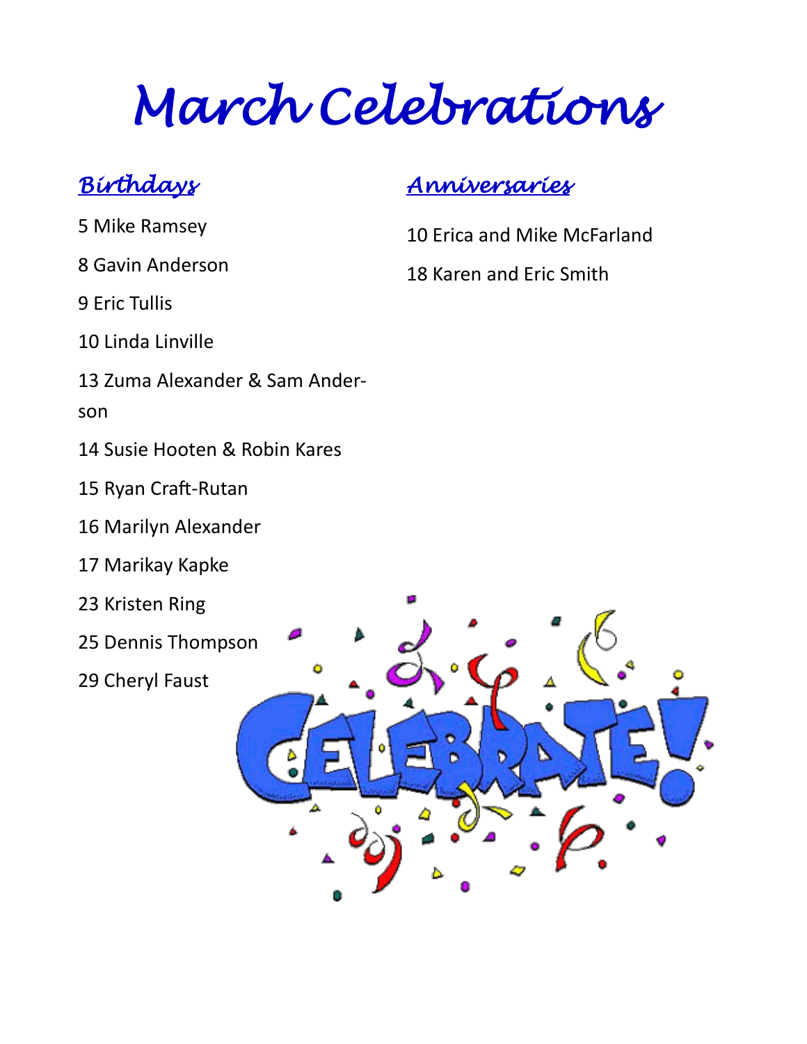# March Celebrations

## Birthdays

5 Mike Ramsey

8 Gavin Anderson

9 Eric Tullis

10 Linda Linville

13 Zuma Alexander & Sam Anderson

14 Susie Hooten & Robin Kares

15 Ryan Craft-Rutan

16 Marilyn Alexander

17 Marikay Kapke

23 Kristen Ring

25 Dennis Thompson

29 Cheryl Faust

## Anniversaries

10 Erica and Mike McFarland

18 Karen and Eric Smith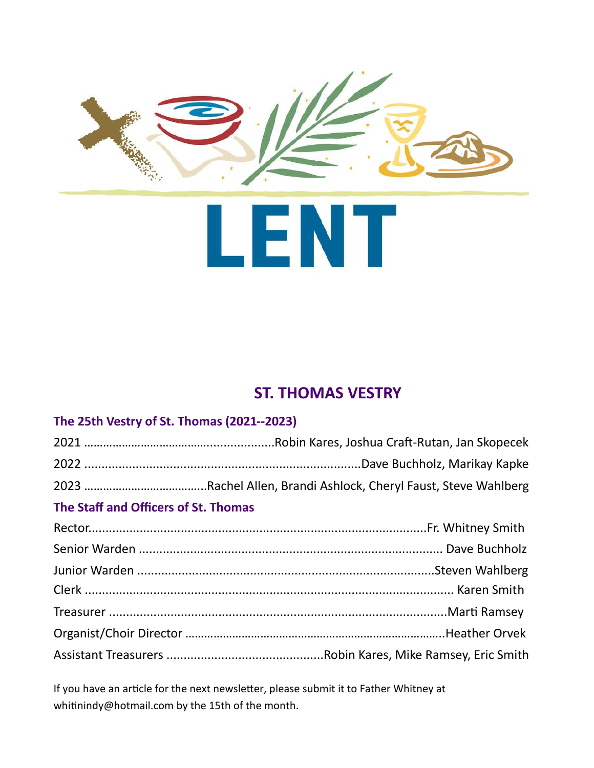# LENT

## ST. THOMAS VESTRY

### The 25th Vestry of St. Thomas (2021--2023)

2021 ……………………………………………….....Robin Kares, Joshua Craft-Rutan, Jan Skopecek

2022 ..................................................................................Dave Buchholz, Marikay Kapke

2023 ………………………………..Rachel Allen, Brandi Ashlock, Cheryl Faust, Steve Wahlberg

### The Staff and Officers of St. Thomas

Rector..................................................................................................Fr. Whitney Smith

Senior Warden ........................................................................................ Dave Buchholz

Junior Warden ......................................................................................Steven Wahlberg

Clerk ............................................................................................................ Karen Smith

Treasurer ...................................................................................................Marti Ramsey

Organist/Choir Director ………………………………………………………………………..Heather Orvek

Assistant Treasurers .............................................Robin Kares, Mike Ramsey, Eric Smith

If you have an article for the next newsletter, please submit it to Father Whitney at whitinindy@hotmail.com by the 15th of the month.